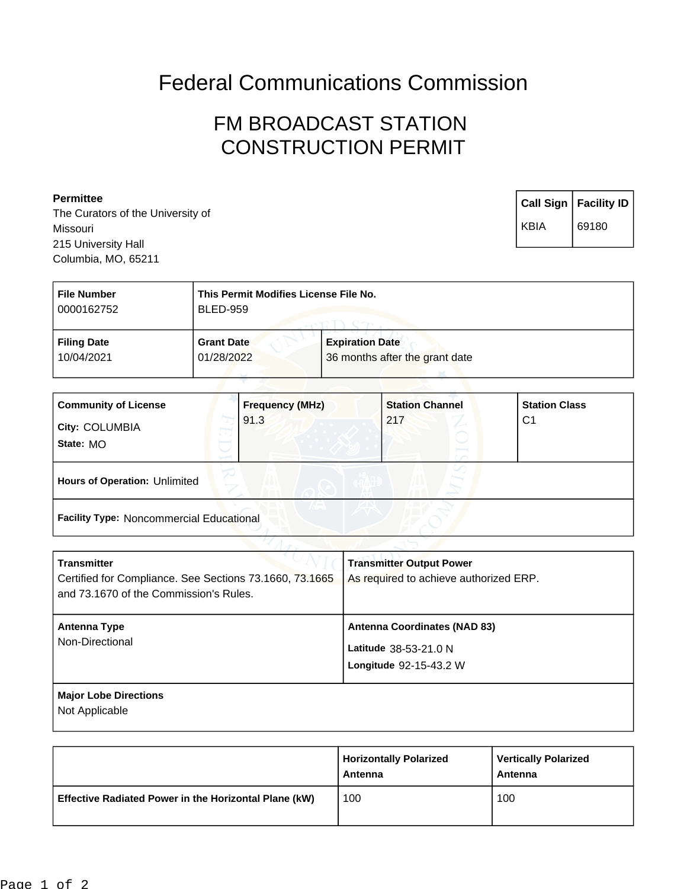# Federal Communications Commission

## FM BROADCAST STATION CONSTRUCTION PERMIT

**Permittee**
The Curators of the University of Missouri
215 University Hall
Columbia, MO, 65211

| Call Sign | Facility ID |
| --- | --- |
| KBIA | 69180 |

| File Number | This Permit Modifies License File No. | |
| --- | --- | --- |
| 0000162752 | BLED-959 | |
| **Filing Date** | **Grant Date** | **Expiration Date** |
| 10/04/2021 | 01/28/2022 | 36 months after the grant date |

| Community of License | Frequency (MHz) | Station Channel | Station Class |
| --- | --- | --- | --- |
| City: COLUMBIA<br>State: MO | 91.3 | 217 | C1 |

**Hours of Operation:** Unlimited

**Facility Type:** Noncommercial Educational

| Transmitter | Transmitter Output Power |
| --- | --- |
| Certified for Compliance. See Sections 73.1660, 73.1665 and 73.1670 of the Commission's Rules. | As required to achieve authorized ERP. |
| **Antenna Type** | **Antenna Coordinates (NAD 83)** |
| Non-Directional | Latitude 38-53-21.0 N<br>Longitude 92-15-43.2 W |

**Major Lobe Directions**
Not Applicable

| | Horizontally Polarized Antenna | Vertically Polarized Antenna |
| --- | --- | --- |
| **Effective Radiated Power in the Horizontal Plane (kW)** | 100 | 100 |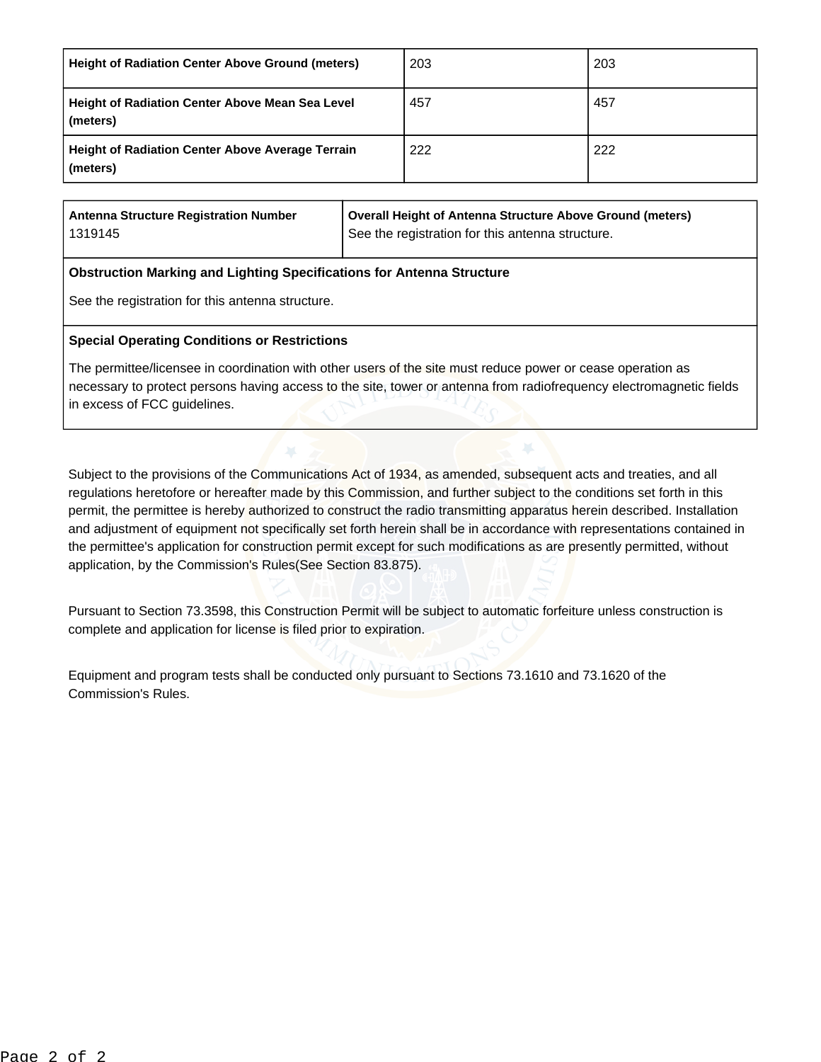| | | |
|---|---|---|
| **Height of Radiation Center Above Ground (meters)** | 203 | 203 |
| **Height of Radiation Center Above Mean Sea Level (meters)** | 457 | 457 |
| **Height of Radiation Center Above Average Terrain (meters)** | 222 | 222 |

| **Antenna Structure Registration Number** | **Overall Height of Antenna Structure Above Ground (meters)** |
|---|---|
| 1319145 | See the registration for this antenna structure. |

**Obstruction Marking and Lighting Specifications for Antenna Structure**

See the registration for this antenna structure.

**Special Operating Conditions or Restrictions**

The permittee/licensee in coordination with other users of the site must reduce power or cease operation as necessary to protect persons having access to the site, tower or antenna from radiofrequency electromagnetic fields in excess of FCC guidelines.

Subject to the provisions of the Communications Act of 1934, as amended, subsequent acts and treaties, and all regulations heretofore or hereafter made by this Commission, and further subject to the conditions set forth in this permit, the permittee is hereby authorized to construct the radio transmitting apparatus herein described. Installation and adjustment of equipment not specifically set forth herein shall be in accordance with representations contained in the permittee's application for construction permit except for such modifications as are presently permitted, without application, by the Commission's Rules(See Section 83.875).

Pursuant to Section 73.3598, this Construction Permit will be subject to automatic forfeiture unless construction is complete and application for license is filed prior to expiration.

Equipment and program tests shall be conducted only pursuant to Sections 73.1610 and 73.1620 of the Commission's Rules.